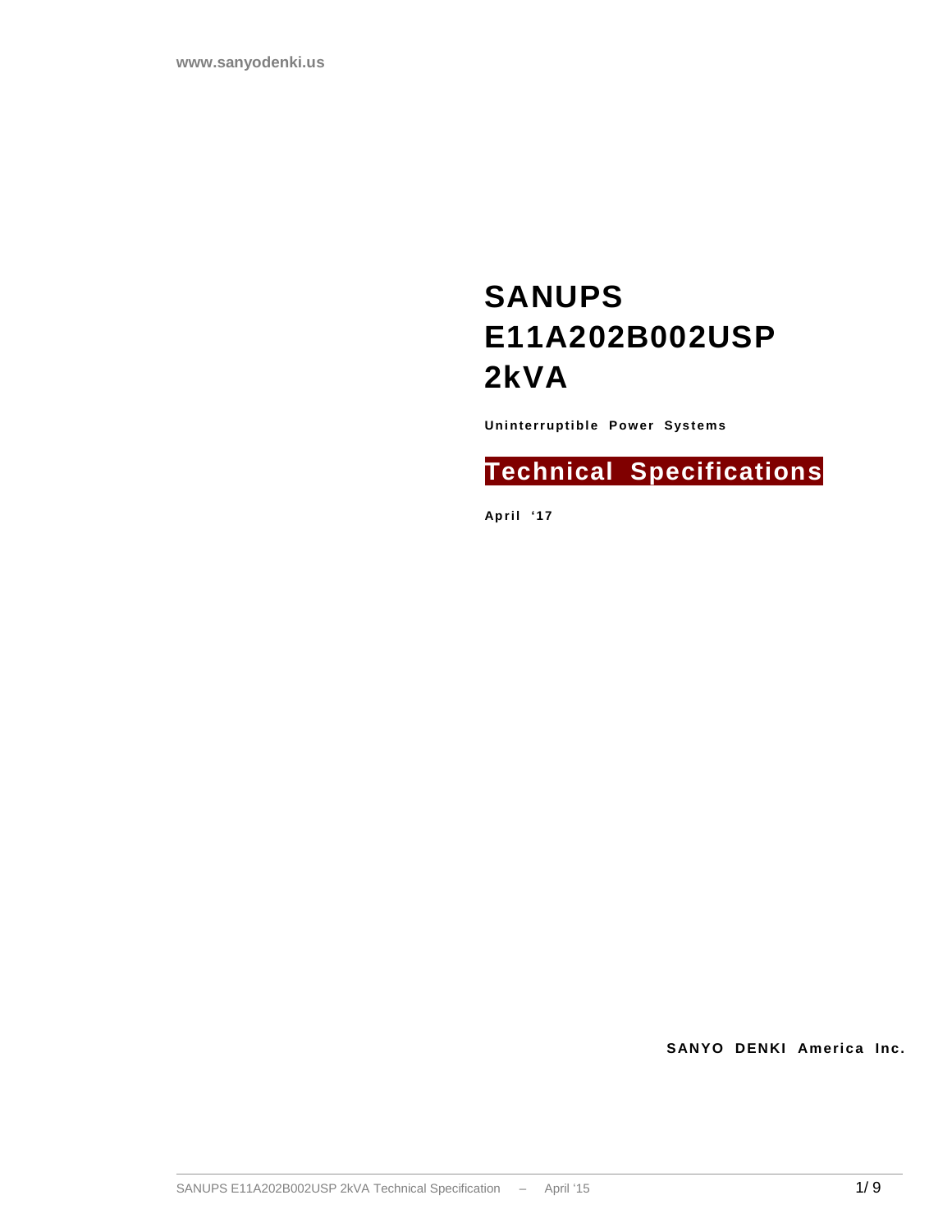www.sanyodenki.us

# SANUPS E11A202B002USP 2kVA

**Uninterruptible Power Systems**

## Technical Specifications

**April '17**

**SANYO DENKI America Inc.**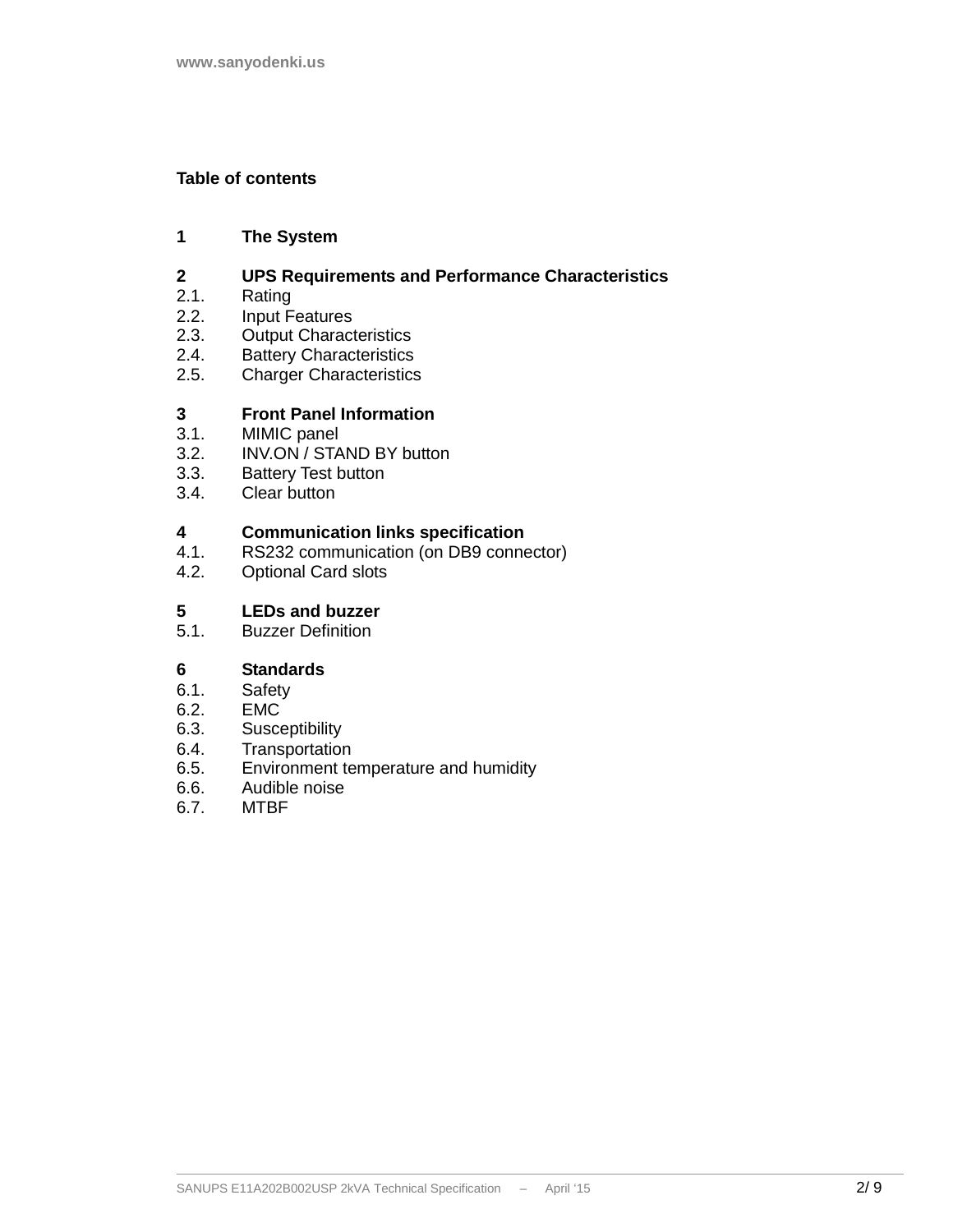**Table of contents**

**1 The System**

**2 UPS Requirements and Performance Characteristics**
2.1. Rating
2.2. Input Features
2.3. Output Characteristics
2.4. Battery Characteristics
2.5. Charger Characteristics

**3 Front Panel Information**
3.1. MIMIC panel
3.2. INV.ON / STAND BY button
3.3. Battery Test button
3.4. Clear button

**4 Communication links specification**
4.1. RS232 communication (on DB9 connector)
4.2. Optional Card slots

**5 LEDs and buzzer**
5.1. Buzzer Definition

**6 Standards**
6.1. Safety
6.2. EMC
6.3. Susceptibility
6.4. Transportation
6.5. Environment temperature and humidity
6.6. Audible noise
6.7. MTBF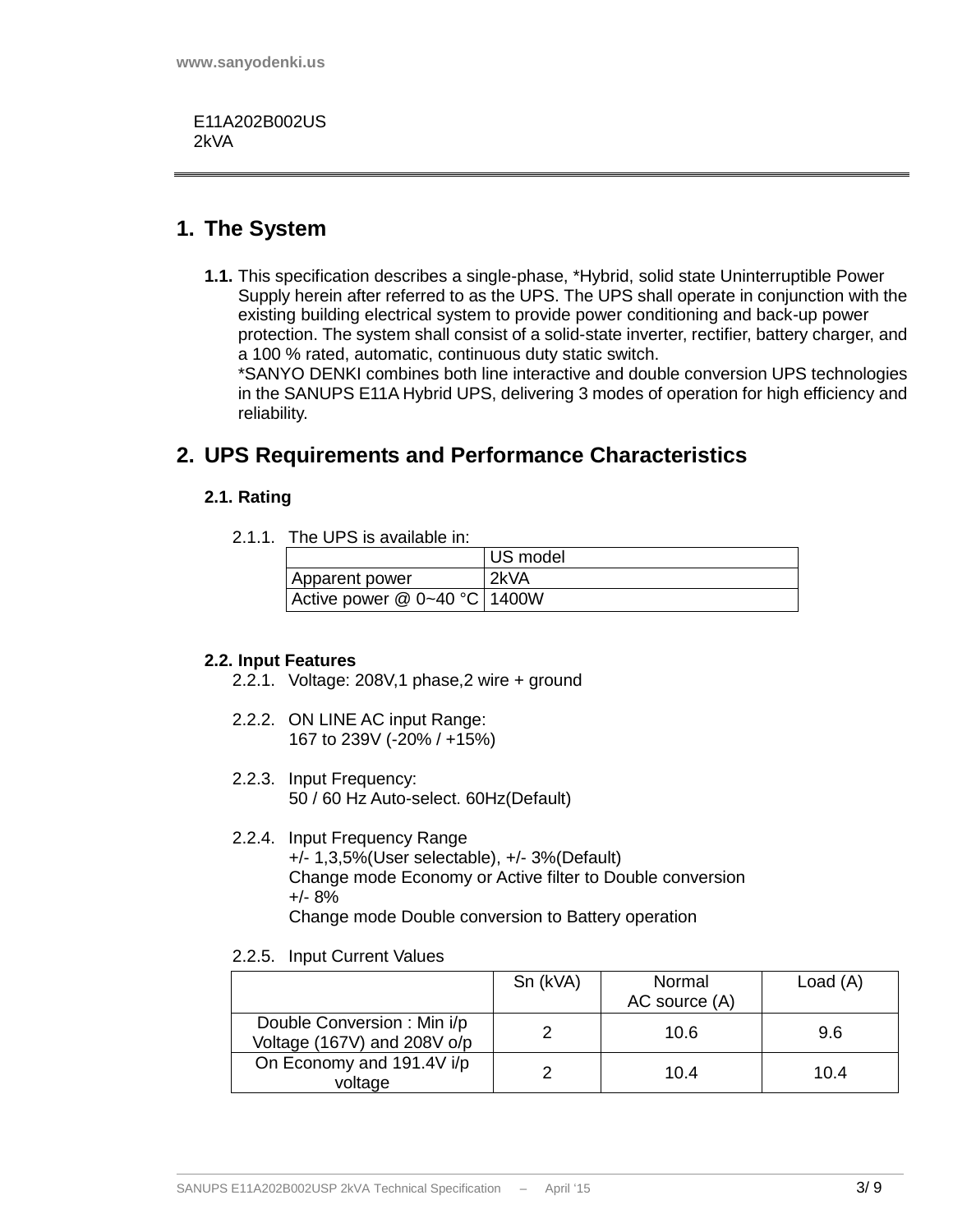E11A202B002US
2kVA

# 1. The System

**1.1.** This specification describes a single-phase, *Hybrid, solid state Uninterruptible Power Supply herein after referred to as the UPS. The UPS shall operate in conjunction with the existing building electrical system to provide power conditioning and back-up power protection. The system shall consist of a solid-state inverter, rectifier, battery charger, and a 100 % rated, automatic, continuous duty static switch.
*SANYO DENKI combines both line interactive and double conversion UPS technologies in the SANUPS E11A Hybrid UPS, delivering 3 modes of operation for high efficiency and reliability.

# 2. UPS Requirements and Performance Characteristics

## 2.1. Rating

2.1.1. The UPS is available in:

| | US model |
|---|---|
| Apparent power | 2kVA |
| Active power @ 0~40 °C | 1400W |

## 2.2. Input Features

2.2.1. Voltage: 208V,1 phase,2 wire + ground

2.2.2. ON LINE AC input Range:
167 to 239V (-20% / +15%)

2.2.3. Input Frequency:
50 / 60 Hz Auto-select. 60Hz(Default)

2.2.4. Input Frequency Range
+/- 1,3,5%(User selectable), +/- 3%(Default)
Change mode Economy or Active filter to Double conversion
+/- 8%
Change mode Double conversion to Battery operation

2.2.5. Input Current Values

| | Sn (kVA) | Normal AC source (A) | Load (A) |
|---|---|---|---|
| Double Conversion : Min i/p Voltage (167V) and 208V o/p | 2 | 10.6 | 9.6 |
| On Economy and 191.4V i/p voltage | 2 | 10.4 | 10.4 |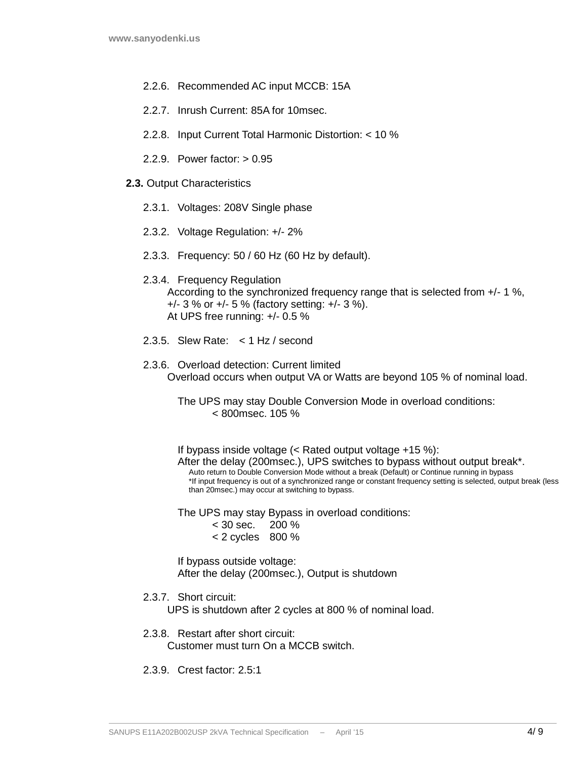2.2.6. Recommended AC input MCCB: 15A

2.2.7. Inrush Current: 85A for 10msec.

2.2.8. Input Current Total Harmonic Distortion: < 10 %

2.2.9. Power factor: > 0.95

**2.3.** Output Characteristics

2.3.1. Voltages: 208V Single phase

2.3.2. Voltage Regulation: +/- 2%

2.3.3. Frequency: 50 / 60 Hz (60 Hz by default).

2.3.4. Frequency Regulation
According to the synchronized frequency range that is selected from +/- 1 %, +/- 3 % or +/- 5 % (factory setting: +/- 3 %).
At UPS free running: +/- 0.5 %

2.3.5. Slew Rate: < 1 Hz / second

2.3.6. Overload detection: Current limited
Overload occurs when output VA or Watts are beyond 105 % of nominal load.

The UPS may stay Double Conversion Mode in overload conditions:
< 800msec. 105 %

If bypass inside voltage (< Rated output voltage +15 %):
After the delay (200msec.), UPS switches to bypass without output break*.
Auto return to Double Conversion Mode without a break (Default) or Continue running in bypass
*If input frequency is out of a synchronized range or constant frequency setting is selected, output break (less than 20msec.) may occur at switching to bypass.

The UPS may stay Bypass in overload conditions:
< 30 sec. 200 %
< 2 cycles 800 %

If bypass outside voltage:
After the delay (200msec.), Output is shutdown

2.3.7. Short circuit:
UPS is shutdown after 2 cycles at 800 % of nominal load.

2.3.8. Restart after short circuit:
Customer must turn On a MCCB switch.

2.3.9. Crest factor: 2.5:1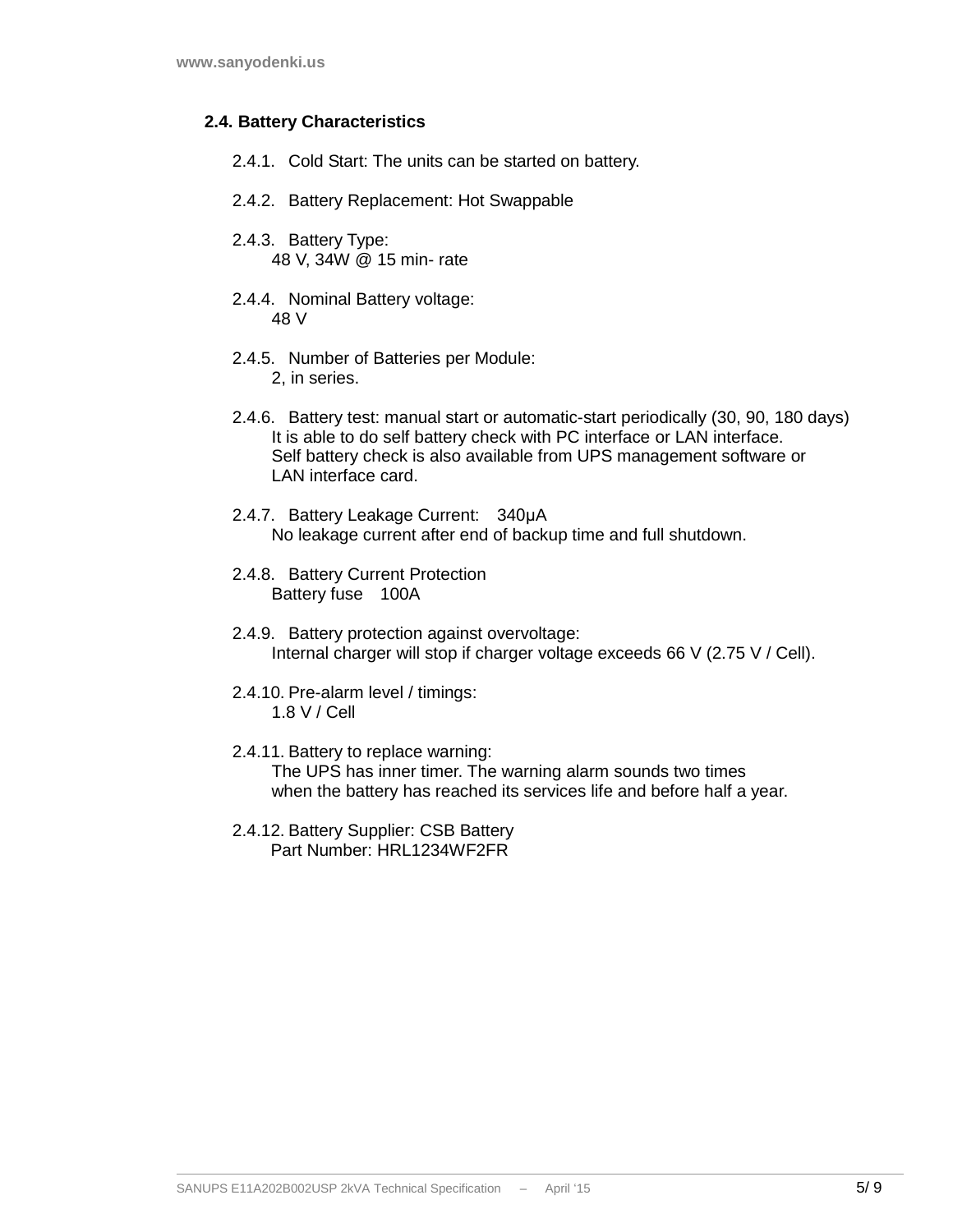## 2.4. Battery Characteristics

2.4.1. Cold Start: The units can be started on battery.

2.4.2. Battery Replacement: Hot Swappable

2.4.3. Battery Type:
48 V, 34W @ 15 min- rate

2.4.4. Nominal Battery voltage:
48 V

2.4.5. Number of Batteries per Module:
2, in series.

2.4.6. Battery test: manual start or automatic-start periodically (30, 90, 180 days)
It is able to do self battery check with PC interface or LAN interface.
Self battery check is also available from UPS management software or LAN interface card.

2.4.7. Battery Leakage Current: 340µA
No leakage current after end of backup time and full shutdown.

2.4.8. Battery Current Protection
Battery fuse 100A

2.4.9. Battery protection against overvoltage:
Internal charger will stop if charger voltage exceeds 66 V (2.75 V / Cell).

2.4.10. Pre-alarm level / timings:
1.8 V / Cell

2.4.11. Battery to replace warning:
The UPS has inner timer. The warning alarm sounds two times when the battery has reached its services life and before half a year.

2.4.12. Battery Supplier: CSB Battery
Part Number: HRL1234WF2FR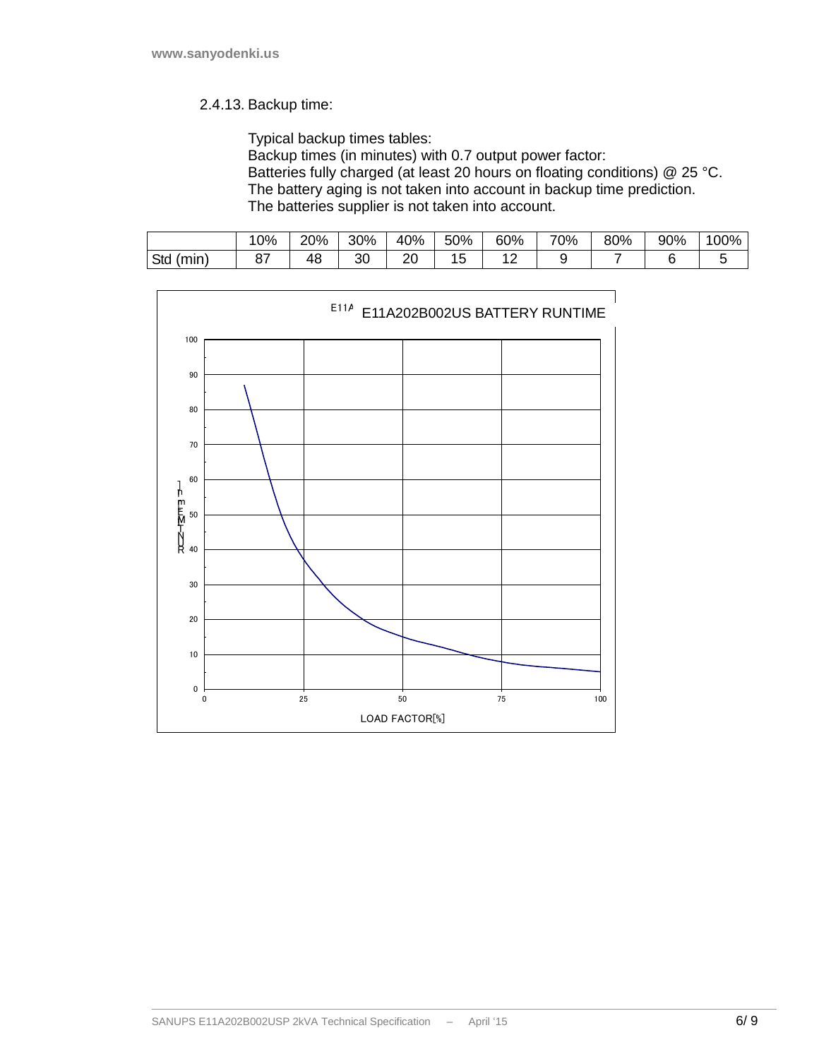### 2.4.13. Backup time:

Typical backup times tables:
Backup times (in minutes) with 0.7 output power factor:
Batteries fully charged (at least 20 hours on floating conditions) @ 25 °C.
The battery aging is not taken into account in backup time prediction.
The batteries supplier is not taken into account.

| | 10% | 20% | 30% | 40% | 50% | 60% | 70% | 80% | 90% | 100% |
|---|---|---|---|---|---|---|---|---|---|---|
| Std (min) | 87 | 48 | 30 | 20 | 15 | 12 | 9 | 7 | 6 | 5 |

E11A202B002US BATTERY RUNTIME

RUNTIME [min] (y-axis: 0–100) vs LOAD FACTOR[%] (x-axis: 0–100)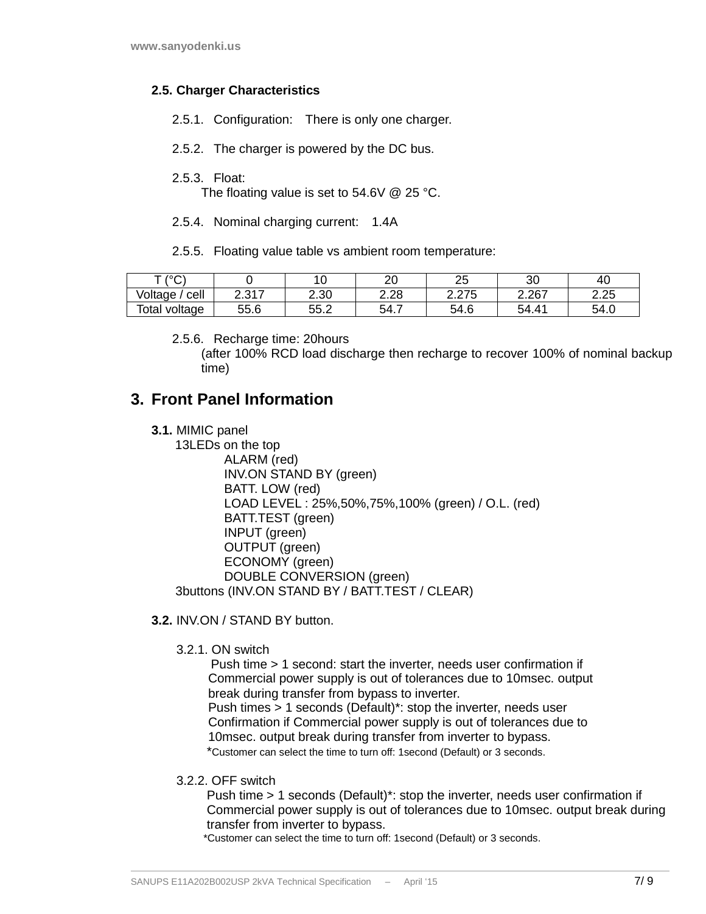### 2.5. Charger Characteristics

2.5.1. Configuration: There is only one charger.

2.5.2. The charger is powered by the DC bus.

2.5.3. Float:
The floating value is set to 54.6V @ 25 °C.

2.5.4. Nominal charging current: 1.4A

2.5.5. Floating value table vs ambient room temperature:

| T (°C) | 0 | 10 | 20 | 25 | 30 | 40 |
|---|---|---|---|---|---|---|
| Voltage / cell | 2.317 | 2.30 | 2.28 | 2.275 | 2.267 | 2.25 |
| Total voltage | 55.6 | 55.2 | 54.7 | 54.6 | 54.41 | 54.0 |

2.5.6. Recharge time: 20hours
(after 100% RCD load discharge then recharge to recover 100% of nominal backup time)

## 3. Front Panel Information

**3.1.** MIMIC panel

13LEDs on the top

- ALARM (red)
- INV.ON STAND BY (green)
- BATT. LOW (red)
- LOAD LEVEL : 25%,50%,75%,100% (green) / O.L. (red)
- BATT.TEST (green)
- INPUT (green)
- OUTPUT (green)
- ECONOMY (green)
- DOUBLE CONVERSION (green)

3buttons (INV.ON STAND BY / BATT.TEST / CLEAR)

**3.2.** INV.ON / STAND BY button.

3.2.1. ON switch

Push time > 1 second: start the inverter, needs user confirmation if Commercial power supply is out of tolerances due to 10msec. output break during transfer from bypass to inverter.
Push times > 1 seconds (Default)*: stop the inverter, needs user Confirmation if Commercial power supply is out of tolerances due to 10msec. output break during transfer from inverter to bypass.
*Customer can select the time to turn off: 1second (Default) or 3 seconds.

3.2.2. OFF switch

Push time > 1 seconds (Default)*: stop the inverter, needs user confirmation if Commercial power supply is out of tolerances due to 10msec. output break during transfer from inverter to bypass.
*Customer can select the time to turn off: 1second (Default) or 3 seconds.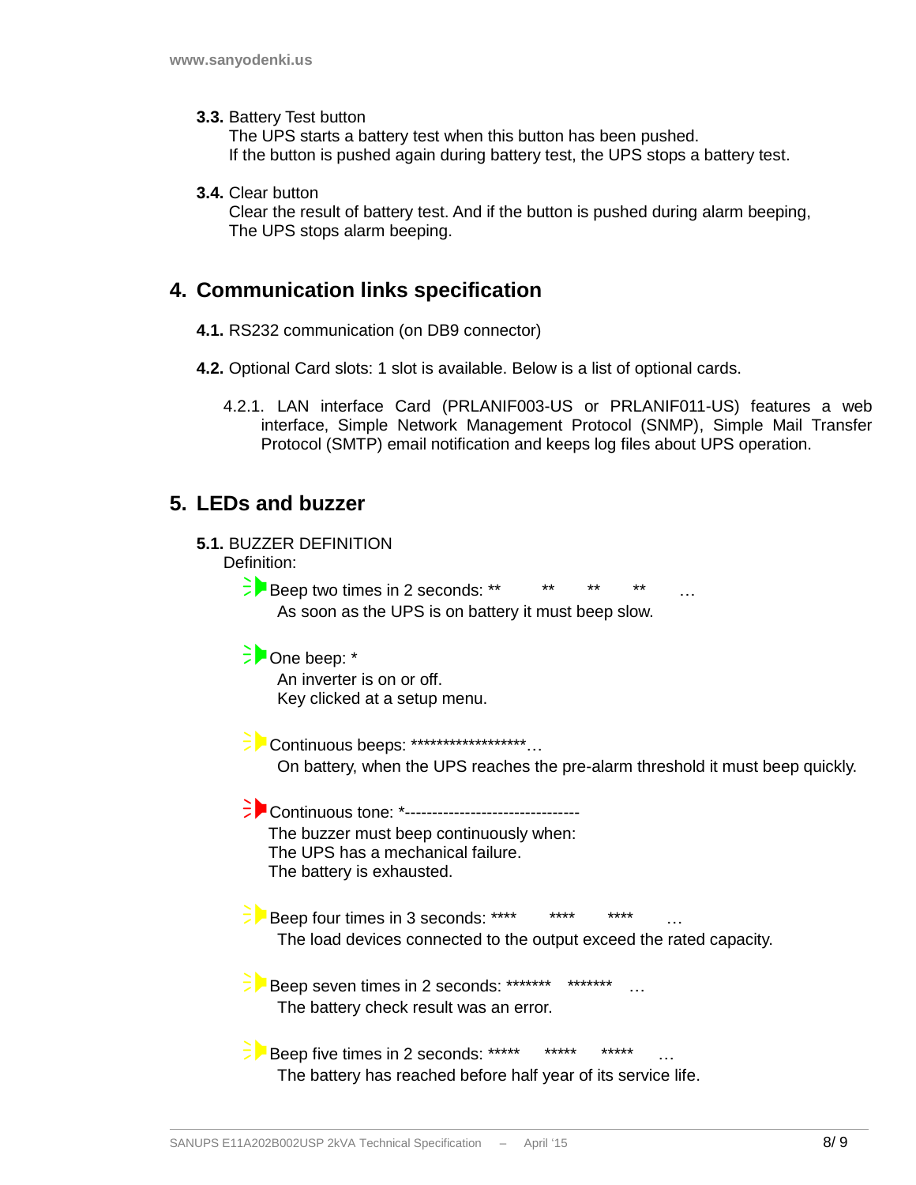**3.3.** Battery Test button
The UPS starts a battery test when this button has been pushed.
If the button is pushed again during battery test, the UPS stops a battery test.

**3.4.** Clear button
Clear the result of battery test. And if the button is pushed during alarm beeping,
The UPS stops alarm beeping.

## 4. Communication links specification

**4.1.** RS232 communication (on DB9 connector)

**4.2.** Optional Card slots: 1 slot is available. Below is a list of optional cards.

4.2.1. LAN interface Card (PRLANIF003-US or PRLANIF011-US) features a web interface, Simple Network Management Protocol (SNMP), Simple Mail Transfer Protocol (SMTP) email notification and keeps log files about UPS operation.

## 5. LEDs and buzzer

**5.1.** BUZZER DEFINITION
Definition:

- Beep two times in 2 seconds: ** ** ** ** …
  As soon as the UPS is on battery it must beep slow.

- One beep: *
  An inverter is on or off.
  Key clicked at a setup menu.

- Continuous beeps: ******************…
  On battery, when the UPS reaches the pre-alarm threshold it must beep quickly.

- Continuous tone: *-------------------------------
  The buzzer must beep continuously when:
  The UPS has a mechanical failure.
  The battery is exhausted.

- Beep four times in 3 seconds: **** **** **** …
  The load devices connected to the output exceed the rated capacity.

- Beep seven times in 2 seconds: ******* ******* …
  The battery check result was an error.

- Beep five times in 2 seconds: ***** ***** ***** …
  The battery has reached before half year of its service life.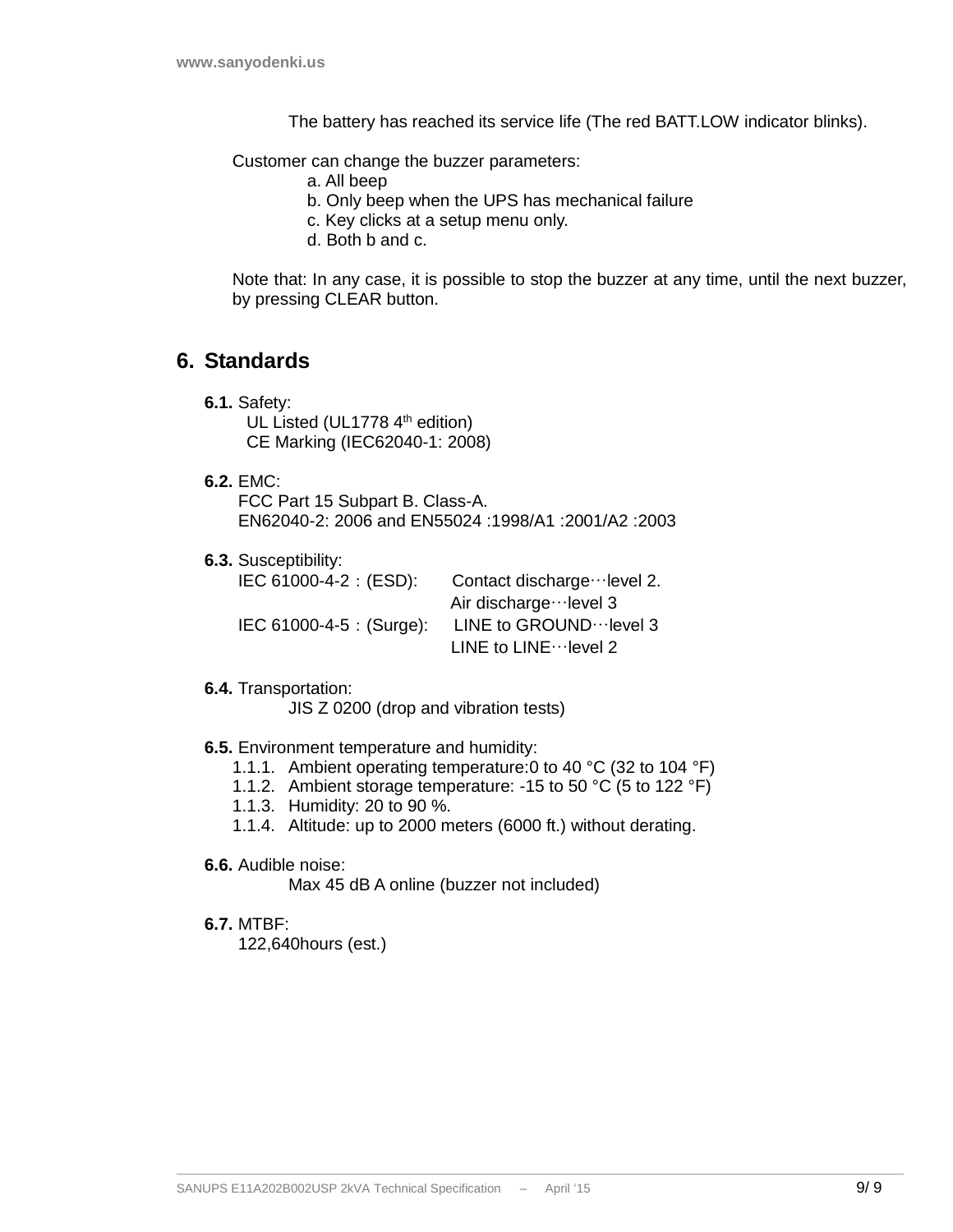The battery has reached its service life (The red BATT.LOW indicator blinks).

Customer can change the buzzer parameters:

a. All beep
b. Only beep when the UPS has mechanical failure
c. Key clicks at a setup menu only.
d. Both b and c.

Note that: In any case, it is possible to stop the buzzer at any time, until the next buzzer, by pressing CLEAR button.

# 6. Standards

**6.1.** Safety:
UL Listed (UL1778 4th edition)
CE Marking (IEC62040-1: 2008)

**6.2.** EMC:
FCC Part 15 Subpart B. Class-A.
EN62040-2: 2006 and EN55024 :1998/A1 :2001/A2 :2003

**6.3.** Susceptibility:

| | |
|---|---|
| IEC 61000-4-2：(ESD): | Contact discharge…level 2. |
| | Air discharge…level 3 |
| IEC 61000-4-5：(Surge): | LINE to GROUND…level 3 |
| | LINE to LINE…level 2 |

**6.4.** Transportation:
JIS Z 0200 (drop and vibration tests)

**6.5.** Environment temperature and humidity:

1.1.1. Ambient operating temperature:0 to 40 °C (32 to 104 °F)
1.1.2. Ambient storage temperature: -15 to 50 °C (5 to 122 °F)
1.1.3. Humidity: 20 to 90 %.
1.1.4. Altitude: up to 2000 meters (6000 ft.) without derating.

**6.6.** Audible noise:
Max 45 dB A online (buzzer not included)

**6.7.** MTBF:
122,640hours (est.)